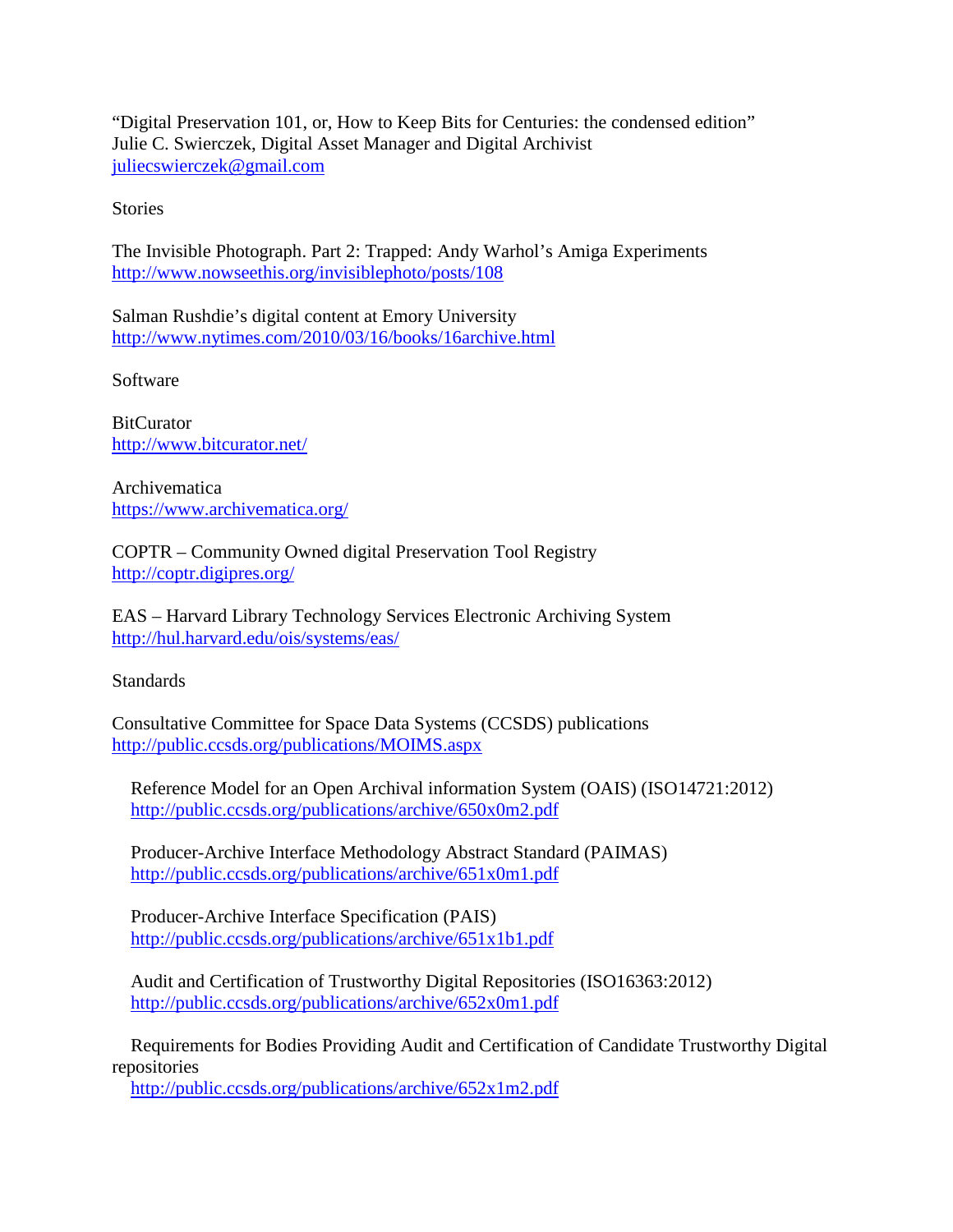"Digital Preservation 101, or, How to Keep Bits for Centuries: the condensed edition"
Julie C. Swierczek, Digital Asset Manager and Digital Archivist
juliecswierczek@gmail.com

## Stories

The Invisible Photograph. Part 2: Trapped: Andy Warhol's Amiga Experiments
http://www.nowseethis.org/invisiblephoto/posts/108

Salman Rushdie's digital content at Emory University
http://www.nytimes.com/2010/03/16/books/16archive.html

## Software

BitCurator
http://www.bitcurator.net/

Archivematica
https://www.archivematica.org/

COPTR – Community Owned digital Preservation Tool Registry
http://coptr.digipres.org/

EAS – Harvard Library Technology Services Electronic Archiving System
http://hul.harvard.edu/ois/systems/eas/

## Standards

Consultative Committee for Space Data Systems (CCSDS) publications
http://public.ccsds.org/publications/MOIMS.aspx

- Reference Model for an Open Archival information System (OAIS) (ISO14721:2012)
  http://public.ccsds.org/publications/archive/650x0m2.pdf

- Producer-Archive Interface Methodology Abstract Standard (PAIMAS)
  http://public.ccsds.org/publications/archive/651x0m1.pdf

- Producer-Archive Interface Specification (PAIS)
  http://public.ccsds.org/publications/archive/651x1b1.pdf

- Audit and Certification of Trustworthy Digital Repositories (ISO16363:2012)
  http://public.ccsds.org/publications/archive/652x0m1.pdf

- Requirements for Bodies Providing Audit and Certification of Candidate Trustworthy Digital repositories
  http://public.ccsds.org/publications/archive/652x1m2.pdf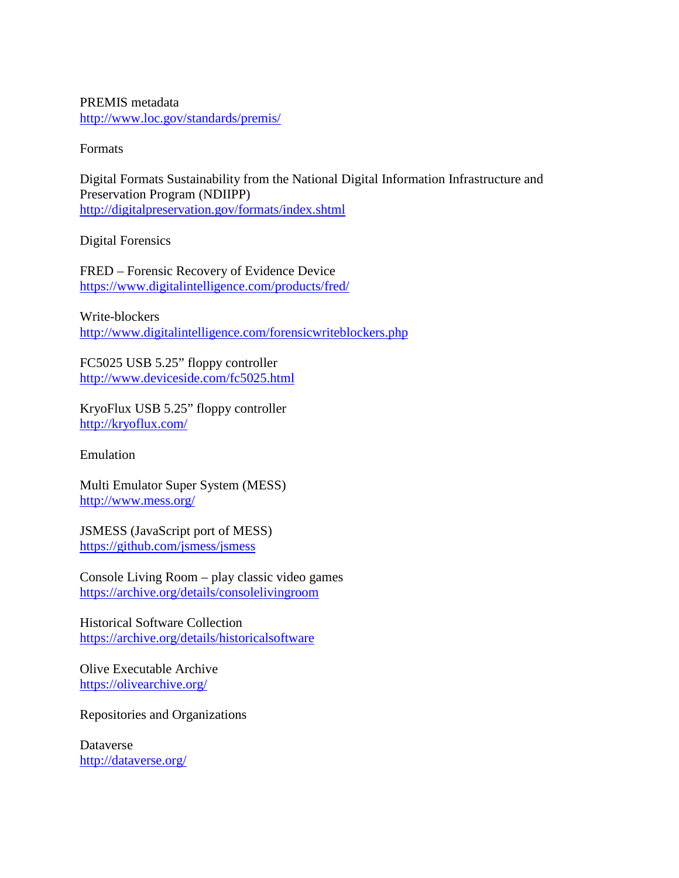PREMIS metadata
http://www.loc.gov/standards/premis/

## Formats

Digital Formats Sustainability from the National Digital Information Infrastructure and Preservation Program (NDIIPP)
http://digitalpreservation.gov/formats/index.shtml

## Digital Forensics

FRED – Forensic Recovery of Evidence Device
https://www.digitalintelligence.com/products/fred/

Write-blockers
http://www.digitalintelligence.com/forensicwriteblockers.php

FC5025 USB 5.25" floppy controller
http://www.deviceside.com/fc5025.html

KryoFlux USB 5.25" floppy controller
http://kryoflux.com/

## Emulation

Multi Emulator Super System (MESS)
http://www.mess.org/

JSMESS (JavaScript port of MESS)
https://github.com/jsmess/jsmess

Console Living Room – play classic video games
https://archive.org/details/consolelivingroom

Historical Software Collection
https://archive.org/details/historicalsoftware

Olive Executable Archive
https://olivearchive.org/

## Repositories and Organizations

Dataverse
http://dataverse.org/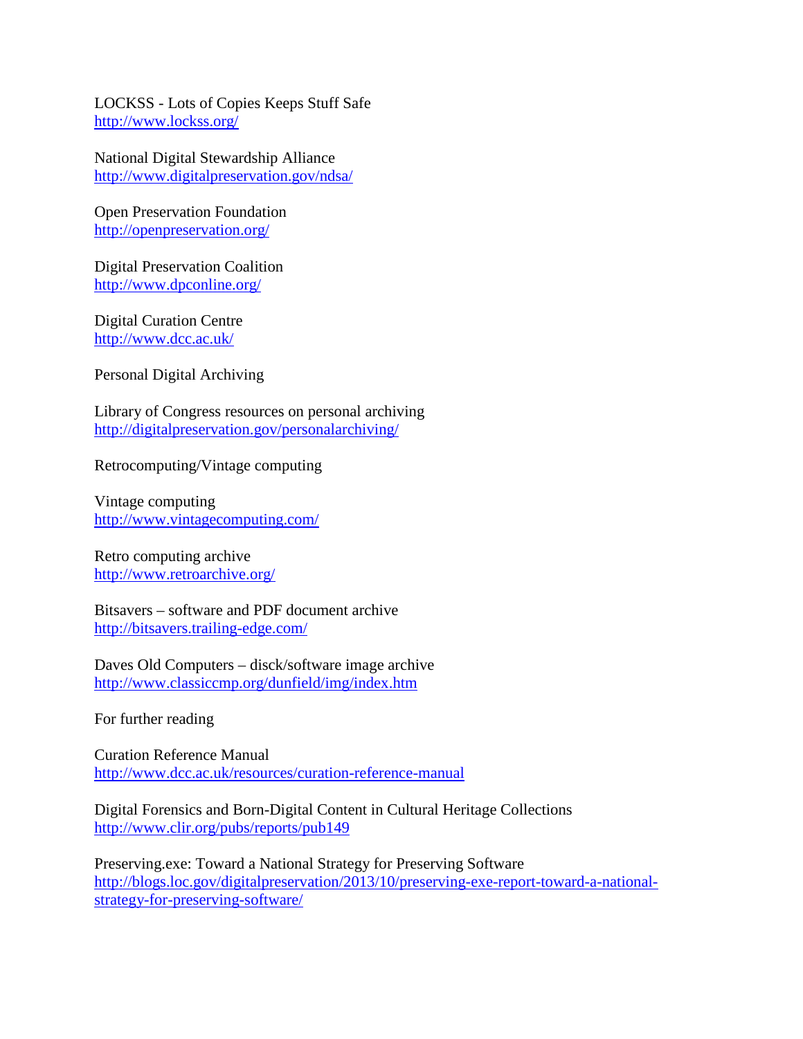LOCKSS - Lots of Copies Keeps Stuff Safe
http://www.lockss.org/

National Digital Stewardship Alliance
http://www.digitalpreservation.gov/ndsa/

Open Preservation Foundation
http://openpreservation.org/

Digital Preservation Coalition
http://www.dpconline.org/

Digital Curation Centre
http://www.dcc.ac.uk/

Personal Digital Archiving

Library of Congress resources on personal archiving
http://digitalpreservation.gov/personalarchiving/

Retrocomputing/Vintage computing

Vintage computing
http://www.vintagecomputing.com/

Retro computing archive
http://www.retroarchive.org/

Bitsavers – software and PDF document archive
http://bitsavers.trailing-edge.com/

Daves Old Computers – disck/software image archive
http://www.classiccmp.org/dunfield/img/index.htm

For further reading

Curation Reference Manual
http://www.dcc.ac.uk/resources/curation-reference-manual

Digital Forensics and Born-Digital Content in Cultural Heritage Collections
http://www.clir.org/pubs/reports/pub149

Preserving.exe: Toward a National Strategy for Preserving Software
http://blogs.loc.gov/digitalpreservation/2013/10/preserving-exe-report-toward-a-national-strategy-for-preserving-software/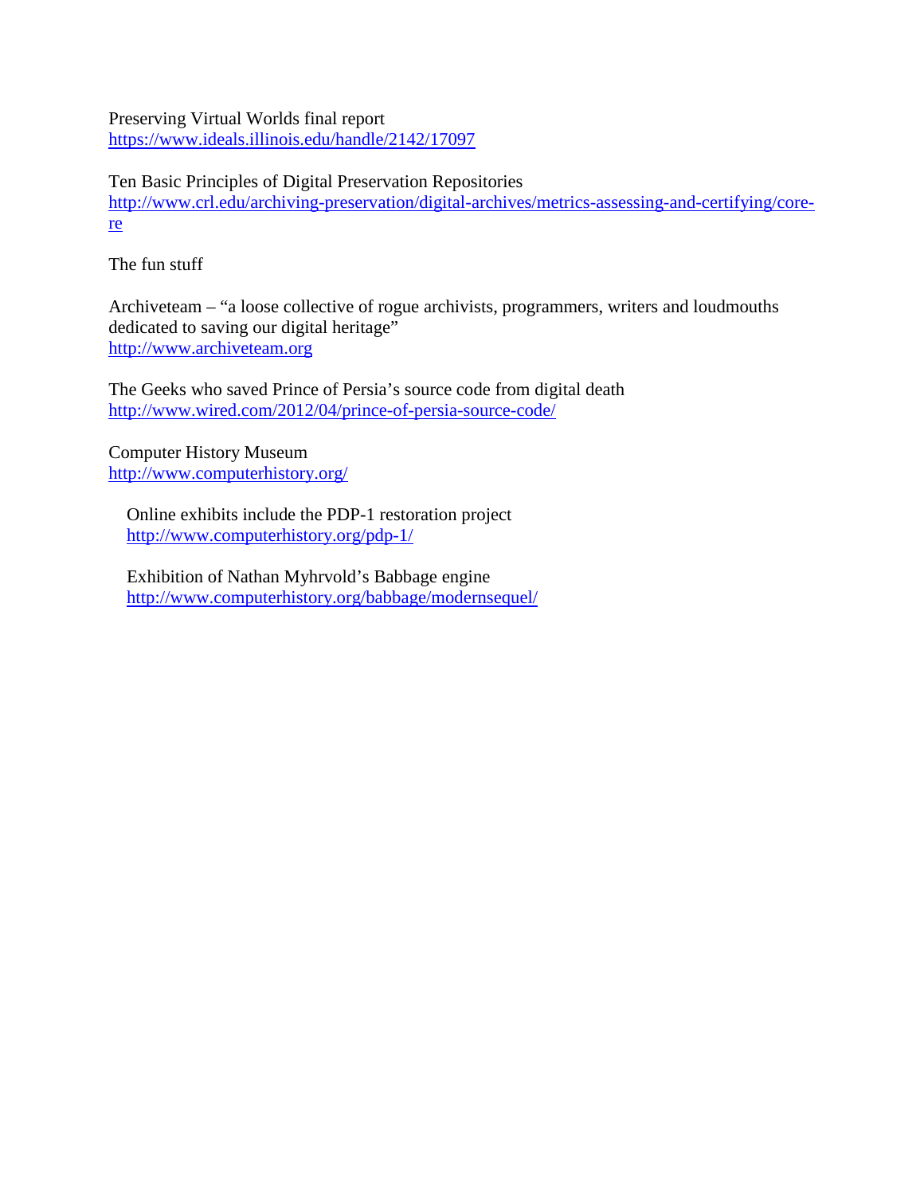Preserving Virtual Worlds final report
https://www.ideals.illinois.edu/handle/2142/17097

Ten Basic Principles of Digital Preservation Repositories
http://www.crl.edu/archiving-preservation/digital-archives/metrics-assessing-and-certifying/core-re

The fun stuff

Archiveteam – "a loose collective of rogue archivists, programmers, writers and loudmouths dedicated to saving our digital heritage"
http://www.archiveteam.org

The Geeks who saved Prince of Persia's source code from digital death
http://www.wired.com/2012/04/prince-of-persia-source-code/

Computer History Museum
http://www.computerhistory.org/

Online exhibits include the PDP-1 restoration project
http://www.computerhistory.org/pdp-1/

Exhibition of Nathan Myhrvold's Babbage engine
http://www.computerhistory.org/babbage/modernsequel/